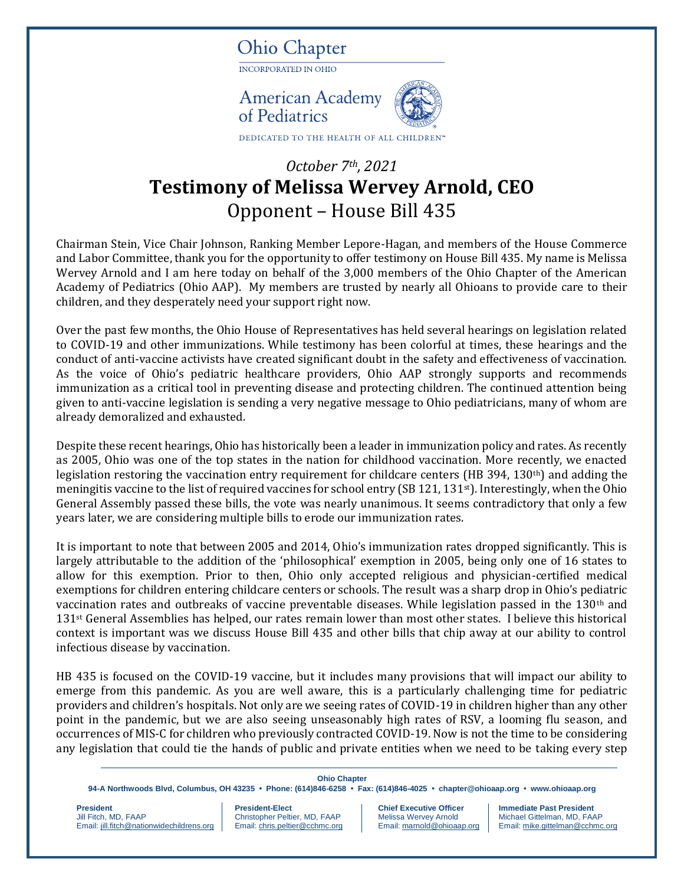Ohio Chapter

INCORPORATED IN OHIO

American Academy of Pediatrics

DEDICATED TO THE HEALTH OF ALL CHILDREN™

*October 7th, 2021*

# Testimony of Melissa Wervey Arnold, CEO

## Opponent – House Bill 435

Chairman Stein, Vice Chair Johnson, Ranking Member Lepore-Hagan, and members of the House Commerce and Labor Committee, thank you for the opportunity to offer testimony on House Bill 435. My name is Melissa Wervey Arnold and I am here today on behalf of the 3,000 members of the Ohio Chapter of the American Academy of Pediatrics (Ohio AAP). My members are trusted by nearly all Ohioans to provide care to their children, and they desperately need your support right now.

Over the past few months, the Ohio House of Representatives has held several hearings on legislation related to COVID-19 and other immunizations. While testimony has been colorful at times, these hearings and the conduct of anti-vaccine activists have created significant doubt in the safety and effectiveness of vaccination. As the voice of Ohio's pediatric healthcare providers, Ohio AAP strongly supports and recommends immunization as a critical tool in preventing disease and protecting children. The continued attention being given to anti-vaccine legislation is sending a very negative message to Ohio pediatricians, many of whom are already demoralized and exhausted.

Despite these recent hearings, Ohio has historically been a leader in immunization policy and rates. As recently as 2005, Ohio was one of the top states in the nation for childhood vaccination. More recently, we enacted legislation restoring the vaccination entry requirement for childcare centers (HB 394, 130th) and adding the meningitis vaccine to the list of required vaccines for school entry (SB 121, 131st). Interestingly, when the Ohio General Assembly passed these bills, the vote was nearly unanimous. It seems contradictory that only a few years later, we are considering multiple bills to erode our immunization rates.

It is important to note that between 2005 and 2014, Ohio's immunization rates dropped significantly. This is largely attributable to the addition of the 'philosophical' exemption in 2005, being only one of 16 states to allow for this exemption. Prior to then, Ohio only accepted religious and physician-certified medical exemptions for children entering childcare centers or schools. The result was a sharp drop in Ohio's pediatric vaccination rates and outbreaks of vaccine preventable diseases. While legislation passed in the 130th and 131st General Assemblies has helped, our rates remain lower than most other states. I believe this historical context is important was we discuss House Bill 435 and other bills that chip away at our ability to control infectious disease by vaccination.

HB 435 is focused on the COVID-19 vaccine, but it includes many provisions that will impact our ability to emerge from this pandemic. As you are well aware, this is a particularly challenging time for pediatric providers and children's hospitals. Not only are we seeing rates of COVID-19 in children higher than any other point in the pandemic, but we are also seeing unseasonably high rates of RSV, a looming flu season, and occurrences of MIS-C for children who previously contracted COVID-19. Now is not the time to be considering any legislation that could tie the hands of public and private entities when we need to be taking every step

**Ohio Chapter**
94-A Northwoods Blvd, Columbus, OH 43235 • Phone: (614)846-6258 • Fax: (614)846-4025 • chapter@ohioaap.org • www.ohioaap.org

| **President** | **President-Elect** | **Chief Executive Officer** | **Immediate Past President** |
|---|---|---|---|
| Jill Fitch, MD, FAAP | Christopher Peltier, MD, FAAP | Melissa Wervey Arnold | Michael Gittelman, MD, FAAP |
| Email: jill.fitch@nationwidechildrens.org | Email: chris.peltier@cchmc.org | Email: marnold@ohioaap.org | Email: mike.gittelman@cchmc.org |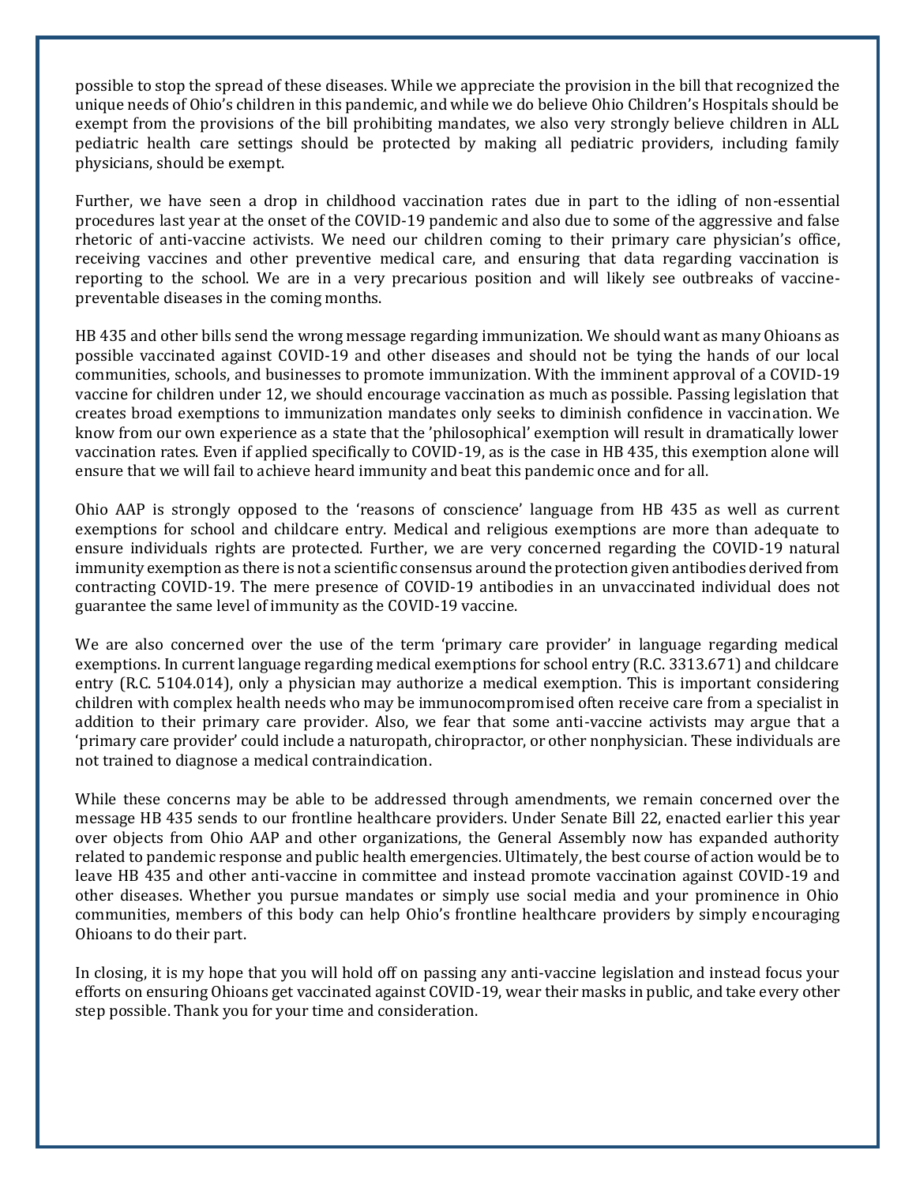possible to stop the spread of these diseases. While we appreciate the provision in the bill that recognized the unique needs of Ohio's children in this pandemic, and while we do believe Ohio Children's Hospitals should be exempt from the provisions of the bill prohibiting mandates, we also very strongly believe children in ALL pediatric health care settings should be protected by making all pediatric providers, including family physicians, should be exempt.

Further, we have seen a drop in childhood vaccination rates due in part to the idling of non-essential procedures last year at the onset of the COVID-19 pandemic and also due to some of the aggressive and false rhetoric of anti-vaccine activists. We need our children coming to their primary care physician's office, receiving vaccines and other preventive medical care, and ensuring that data regarding vaccination is reporting to the school. We are in a very precarious position and will likely see outbreaks of vaccine-preventable diseases in the coming months.

HB 435 and other bills send the wrong message regarding immunization. We should want as many Ohioans as possible vaccinated against COVID-19 and other diseases and should not be tying the hands of our local communities, schools, and businesses to promote immunization. With the imminent approval of a COVID-19 vaccine for children under 12, we should encourage vaccination as much as possible. Passing legislation that creates broad exemptions to immunization mandates only seeks to diminish confidence in vaccination. We know from our own experience as a state that the 'philosophical' exemption will result in dramatically lower vaccination rates. Even if applied specifically to COVID-19, as is the case in HB 435, this exemption alone will ensure that we will fail to achieve heard immunity and beat this pandemic once and for all.

Ohio AAP is strongly opposed to the 'reasons of conscience' language from HB 435 as well as current exemptions for school and childcare entry. Medical and religious exemptions are more than adequate to ensure individuals rights are protected. Further, we are very concerned regarding the COVID-19 natural immunity exemption as there is not a scientific consensus around the protection given antibodies derived from contracting COVID-19. The mere presence of COVID-19 antibodies in an unvaccinated individual does not guarantee the same level of immunity as the COVID-19 vaccine.

We are also concerned over the use of the term 'primary care provider' in language regarding medical exemptions. In current language regarding medical exemptions for school entry (R.C. 3313.671) and childcare entry (R.C. 5104.014), only a physician may authorize a medical exemption. This is important considering children with complex health needs who may be immunocompromised often receive care from a specialist in addition to their primary care provider. Also, we fear that some anti-vaccine activists may argue that a 'primary care provider' could include a naturopath, chiropractor, or other nonphysician. These individuals are not trained to diagnose a medical contraindication.

While these concerns may be able to be addressed through amendments, we remain concerned over the message HB 435 sends to our frontline healthcare providers. Under Senate Bill 22, enacted earlier this year over objects from Ohio AAP and other organizations, the General Assembly now has expanded authority related to pandemic response and public health emergencies. Ultimately, the best course of action would be to leave HB 435 and other anti-vaccine in committee and instead promote vaccination against COVID-19 and other diseases. Whether you pursue mandates or simply use social media and your prominence in Ohio communities, members of this body can help Ohio's frontline healthcare providers by simply encouraging Ohioans to do their part.

In closing, it is my hope that you will hold off on passing any anti-vaccine legislation and instead focus your efforts on ensuring Ohioans get vaccinated against COVID-19, wear their masks in public, and take every other step possible. Thank you for your time and consideration.